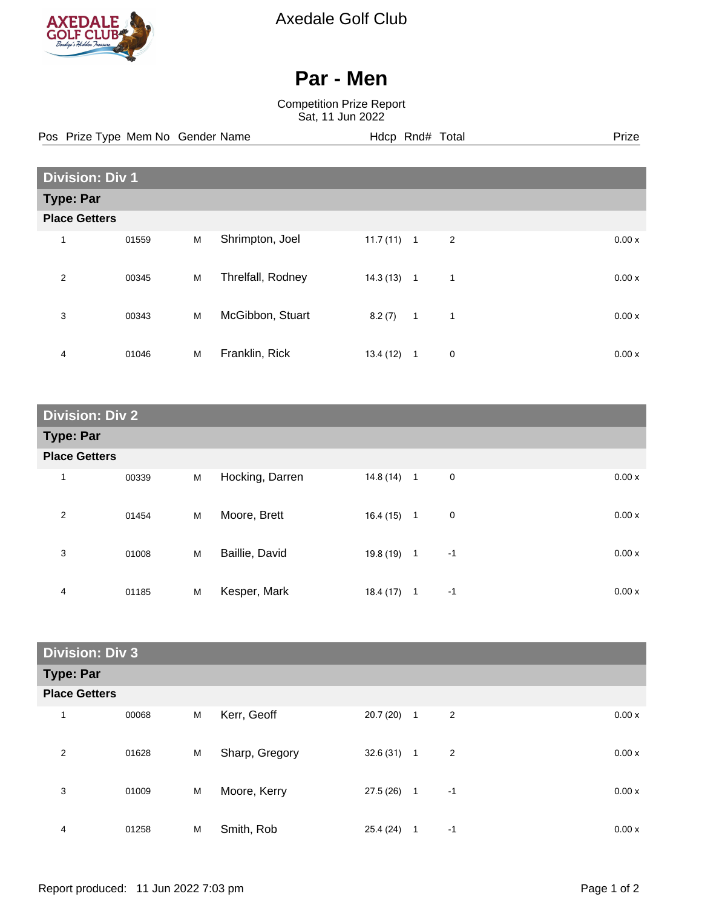Axedale Golf Club

# Par - Men

Competition Prize Report
Sat, 11 Jun 2022

## Division: Div 1

### Type: Par

#### Place Getters

| Pos | Prize Type | Mem No | Gender | Name | Hdcp | Rnd# | Total | Prize |
|---|---|---|---|---|---|---|---|---|
| 1 | | 01559 | M | Shrimpton, Joel | 11.7 (11) | 1 | 2 | 0.00 x |
| 2 | | 00345 | M | Threlfall, Rodney | 14.3 (13) | 1 | 1 | 0.00 x |
| 3 | | 00343 | M | McGibbon, Stuart | 8.2 (7) | 1 | 1 | 0.00 x |
| 4 | | 01046 | M | Franklin, Rick | 13.4 (12) | 1 | 0 | 0.00 x |

## Division: Div 2

### Type: Par

#### Place Getters

| Pos | Prize Type | Mem No | Gender | Name | Hdcp | Rnd# | Total | Prize |
|---|---|---|---|---|---|---|---|---|
| 1 | | 00339 | M | Hocking, Darren | 14.8 (14) | 1 | 0 | 0.00 x |
| 2 | | 01454 | M | Moore, Brett | 16.4 (15) | 1 | 0 | 0.00 x |
| 3 | | 01008 | M | Baillie, David | 19.8 (19) | 1 | -1 | 0.00 x |
| 4 | | 01185 | M | Kesper, Mark | 18.4 (17) | 1 | -1 | 0.00 x |

## Division: Div 3

### Type: Par

#### Place Getters

| Pos | Prize Type | Mem No | Gender | Name | Hdcp | Rnd# | Total | Prize |
|---|---|---|---|---|---|---|---|---|
| 1 | | 00068 | M | Kerr, Geoff | 20.7 (20) | 1 | 2 | 0.00 x |
| 2 | | 01628 | M | Sharp, Gregory | 32.6 (31) | 1 | 2 | 0.00 x |
| 3 | | 01009 | M | Moore, Kerry | 27.5 (26) | 1 | -1 | 0.00 x |
| 4 | | 01258 | M | Smith, Rob | 25.4 (24) | 1 | -1 | 0.00 x |

Report produced: 11 Jun 2022 7:03 pm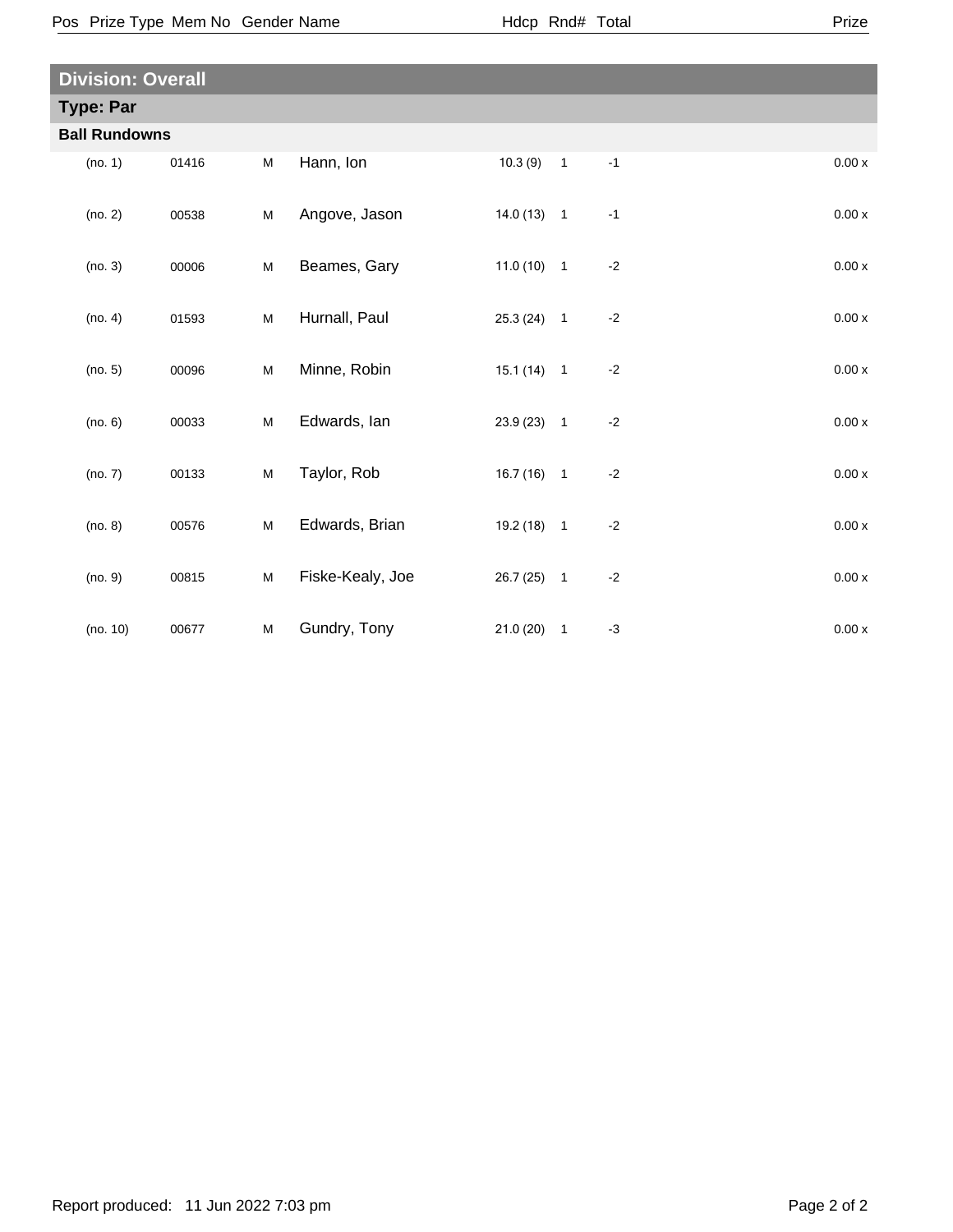| Pos | Prize Type | Mem No | Gender | Name | Hdcp | Rnd# | Total | Prize |
|---|---|---|---|---|---|---|---|---|

## Division: Overall

### Type: Par

#### Ball Rundowns

| Pos | Prize Type | Mem No | Gender | Name | Hdcp | Rnd# | Total | Prize |
|---|---|---|---|---|---|---|---|---|
| | (no. 1) | 01416 | M | Hann, Ion | 10.3 (9) | 1 | -1 | 0.00 x |
| | (no. 2) | 00538 | M | Angove, Jason | 14.0 (13) | 1 | -1 | 0.00 x |
| | (no. 3) | 00006 | M | Beames, Gary | 11.0 (10) | 1 | -2 | 0.00 x |
| | (no. 4) | 01593 | M | Hurnall, Paul | 25.3 (24) | 1 | -2 | 0.00 x |
| | (no. 5) | 00096 | M | Minne, Robin | 15.1 (14) | 1 | -2 | 0.00 x |
| | (no. 6) | 00033 | M | Edwards, Ian | 23.9 (23) | 1 | -2 | 0.00 x |
| | (no. 7) | 00133 | M | Taylor, Rob | 16.7 (16) | 1 | -2 | 0.00 x |
| | (no. 8) | 00576 | M | Edwards, Brian | 19.2 (18) | 1 | -2 | 0.00 x |
| | (no. 9) | 00815 | M | Fiske-Kealy, Joe | 26.7 (25) | 1 | -2 | 0.00 x |
| | (no. 10) | 00677 | M | Gundry, Tony | 21.0 (20) | 1 | -3 | 0.00 x |

Report produced: 11 Jun 2022 7:03 pm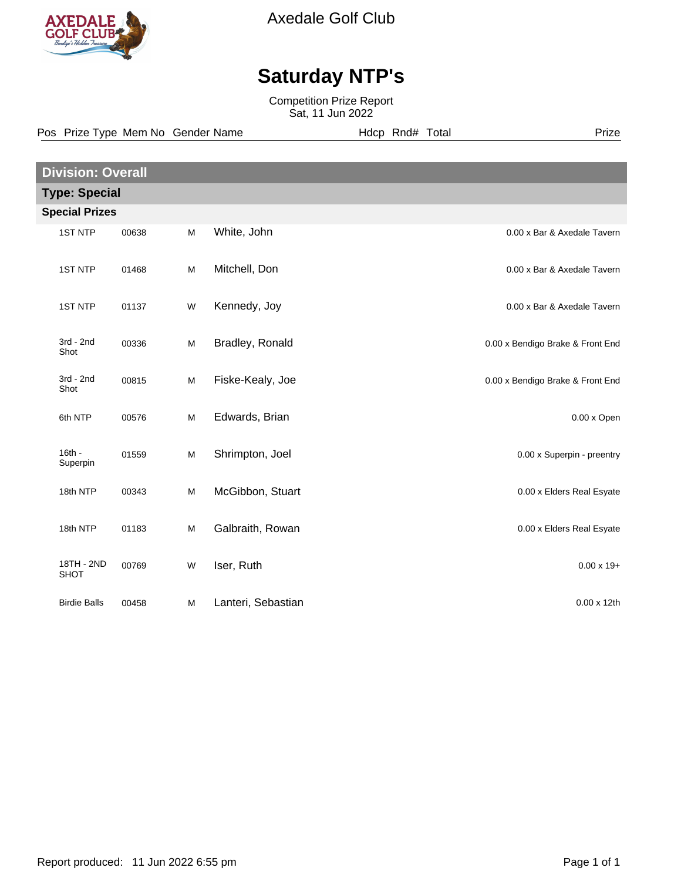Axedale Golf Club

# Saturday NTP's

Competition Prize Report
Sat, 11 Jun 2022

## Division: Overall

### Type: Special

#### Special Prizes

| Pos | Prize Type | Mem No | Gender | Name | Hdcp | Rnd# | Total | Prize |
|---|---|---|---|---|---|---|---|---|
| | 1ST NTP | 00638 | M | White, John | | | | 0.00 x Bar & Axedale Tavern |
| | 1ST NTP | 01468 | M | Mitchell, Don | | | | 0.00 x Bar & Axedale Tavern |
| | 1ST NTP | 01137 | W | Kennedy, Joy | | | | 0.00 x Bar & Axedale Tavern |
| | 3rd - 2nd Shot | 00336 | M | Bradley, Ronald | | | | 0.00 x Bendigo Brake & Front End |
| | 3rd - 2nd Shot | 00815 | M | Fiske-Kealy, Joe | | | | 0.00 x Bendigo Brake & Front End |
| | 6th NTP | 00576 | M | Edwards, Brian | | | | 0.00 x Open |
| | 16th - Superpin | 01559 | M | Shrimpton, Joel | | | | 0.00 x Superpin - preentry |
| | 18th NTP | 00343 | M | McGibbon, Stuart | | | | 0.00 x Elders Real Esyate |
| | 18th NTP | 01183 | M | Galbraith, Rowan | | | | 0.00 x Elders Real Esyate |
| | 18TH - 2ND SHOT | 00769 | W | Iser, Ruth | | | | 0.00 x 19+ |
| | Birdie Balls | 00458 | M | Lanteri, Sebastian | | | | 0.00 x 12th |

Report produced: 11 Jun 2022 6:55 pm